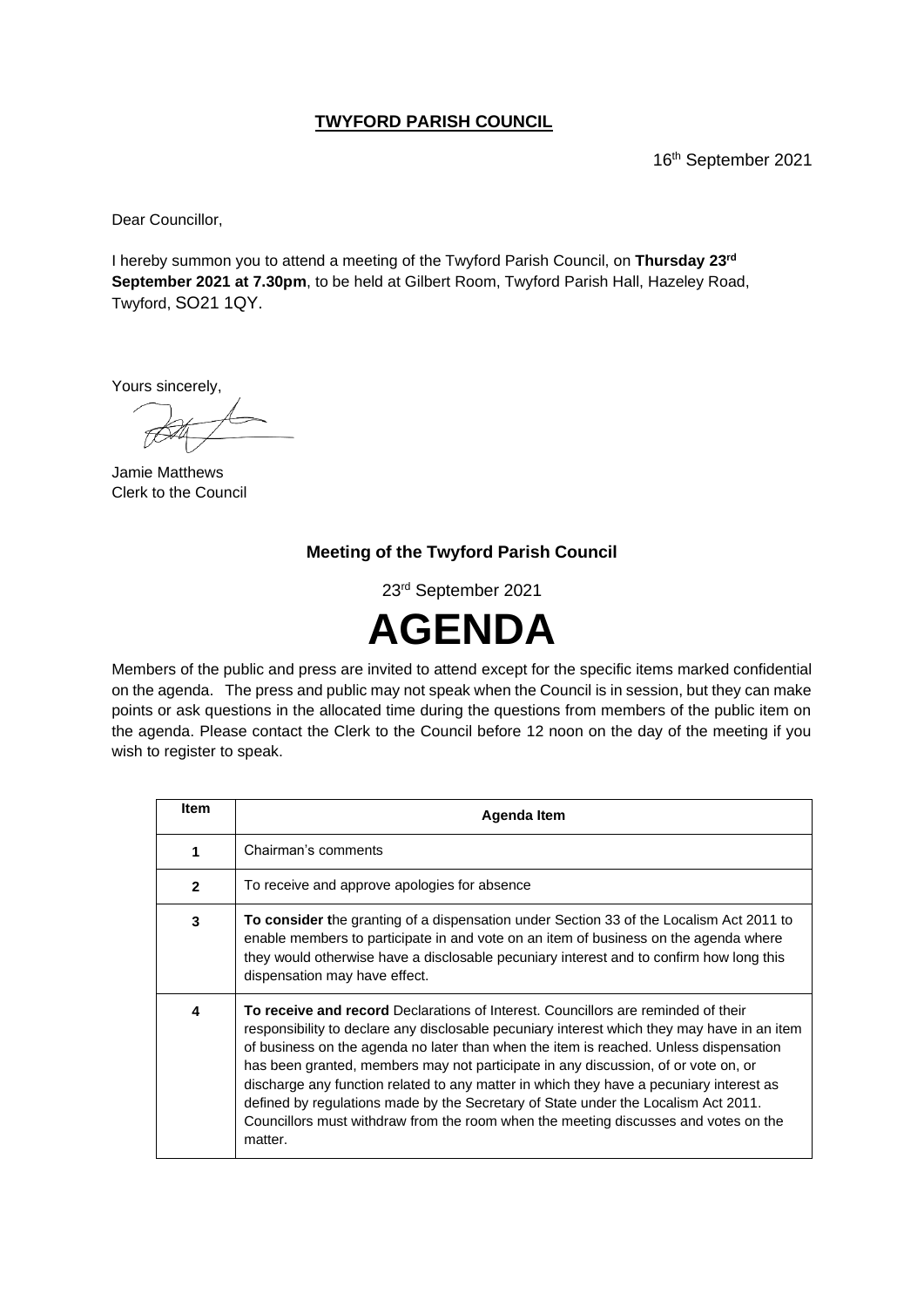# TWYFORD PARISH COUNCIL

16th September 2021

Dear Councillor,

I hereby summon you to attend a meeting of the Twyford Parish Council, on **Thursday 23rd September 2021 at 7.30pm**, to be held at Gilbert Room, Twyford Parish Hall, Hazeley Road, Twyford, SO21 1QY.

Yours sincerely,

Jamie Matthews
Clerk to the Council

## Meeting of the Twyford Parish Council

23rd September 2021

# AGENDA

Members of the public and press are invited to attend except for the specific items marked confidential on the agenda. The press and public may not speak when the Council is in session, but they can make points or ask questions in the allocated time during the questions from members of the public item on the agenda. Please contact the Clerk to the Council before 12 noon on the day of the meeting if you wish to register to speak.

| Item | Agenda Item |
|---|---|
| 1 | Chairman's comments |
| 2 | To receive and approve apologies for absence |
| 3 | **To consider t**he granting of a dispensation under Section 33 of the Localism Act 2011 to enable members to participate in and vote on an item of business on the agenda where they would otherwise have a disclosable pecuniary interest and to confirm how long this dispensation may have effect. |
| 4 | **To receive and record** Declarations of Interest. Councillors are reminded of their responsibility to declare any disclosable pecuniary interest which they may have in an item of business on the agenda no later than when the item is reached. Unless dispensation has been granted, members may not participate in any discussion, of or vote on, or discharge any function related to any matter in which they have a pecuniary interest as defined by regulations made by the Secretary of State under the Localism Act 2011. Councillors must withdraw from the room when the meeting discusses and votes on the matter. |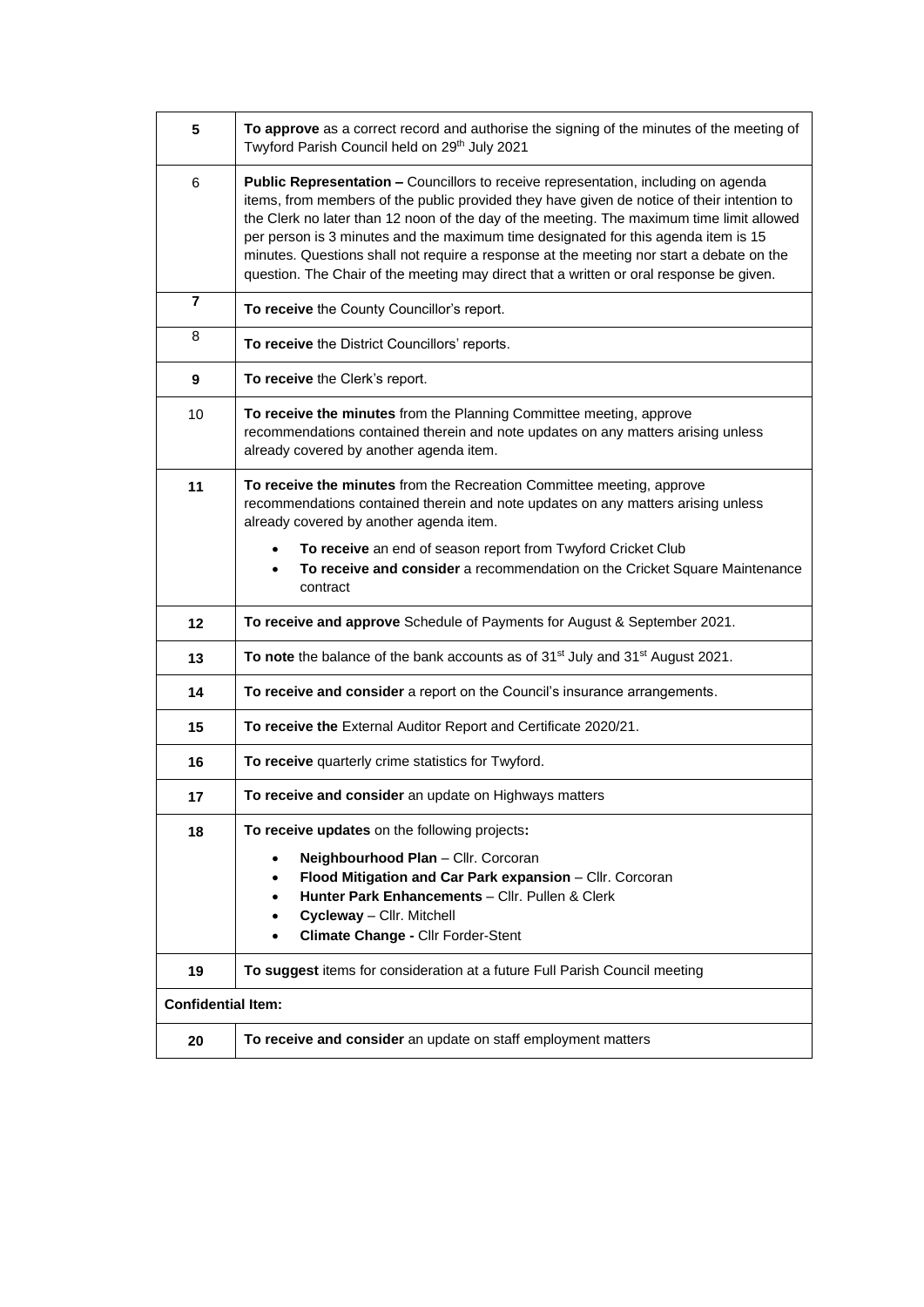| | |
|---|---|
| **5** | **To approve** as a correct record and authorise the signing of the minutes of the meeting of Twyford Parish Council held on 29th July 2021 |
| 6 | **Public Representation –** Councillors to receive representation, including on agenda items, from members of the public provided they have given de notice of their intention to the Clerk no later than 12 noon of the day of the meeting. The maximum time limit allowed per person is 3 minutes and the maximum time designated for this agenda item is 15 minutes. Questions shall not require a response at the meeting nor start a debate on the question. The Chair of the meeting may direct that a written or oral response be given. |
| **7** | **To receive** the County Councillor's report. |
| 8 | **To receive** the District Councillors' reports. |
| **9** | **To receive** the Clerk's report. |
| 10 | **To receive the minutes** from the Planning Committee meeting, approve recommendations contained therein and note updates on any matters arising unless already covered by another agenda item. |
| **11** | **To receive the minutes** from the Recreation Committee meeting, approve recommendations contained therein and note updates on any matters arising unless already covered by another agenda item.<br>• **To receive** an end of season report from Twyford Cricket Club<br>• **To receive and consider** a recommendation on the Cricket Square Maintenance contract |
| **12** | **To receive and approve** Schedule of Payments for August & September 2021. |
| **13** | **To note** the balance of the bank accounts as of 31st July and 31st August 2021. |
| **14** | **To receive and consider** a report on the Council's insurance arrangements. |
| **15** | **To receive the** External Auditor Report and Certificate 2020/21. |
| **16** | **To receive** quarterly crime statistics for Twyford. |
| **17** | **To receive and consider** an update on Highways matters |
| **18** | **To receive updates** on the following projects**:**<br>• **Neighbourhood Plan** – Cllr. Corcoran<br>• **Flood Mitigation and Car Park expansion** – Cllr. Corcoran<br>• **Hunter Park Enhancements** – Cllr. Pullen & Clerk<br>• **Cycleway** – Cllr. Mitchell<br>• **Climate Change -** Cllr Forder-Stent |
| **19** | **To suggest** items for consideration at a future Full Parish Council meeting |
| **Confidential Item:** | |
| **20** | **To receive and consider** an update on staff employment matters |